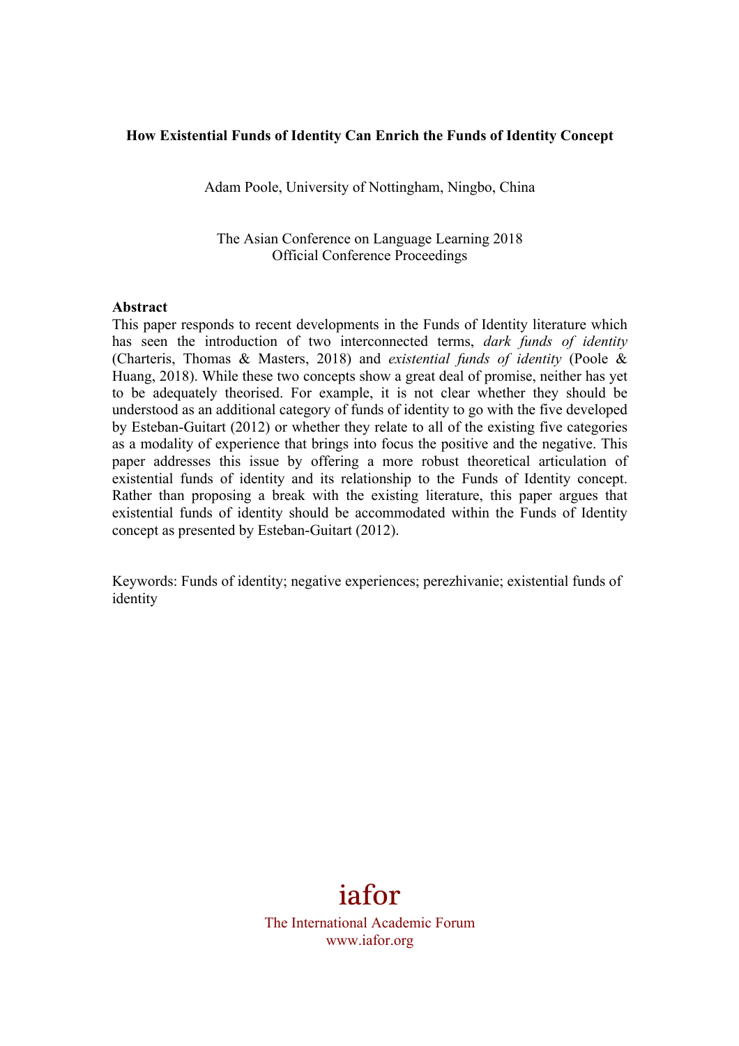**How Existential Funds of Identity Can Enrich the Funds of Identity Concept**

Adam Poole, University of Nottingham, Ningbo, China

The Asian Conference on Language Learning 2018
Official Conference Proceedings

**Abstract**

This paper responds to recent developments in the Funds of Identity literature which has seen the introduction of two interconnected terms, *dark funds of identity* (Charteris, Thomas & Masters, 2018) and *existential funds of identity* (Poole & Huang, 2018). While these two concepts show a great deal of promise, neither has yet to be adequately theorised. For example, it is not clear whether they should be understood as an additional category of funds of identity to go with the five developed by Esteban-Guitart (2012) or whether they relate to all of the existing five categories as a modality of experience that brings into focus the positive and the negative. This paper addresses this issue by offering a more robust theoretical articulation of existential funds of identity and its relationship to the Funds of Identity concept. Rather than proposing a break with the existing literature, this paper argues that existential funds of identity should be accommodated within the Funds of Identity concept as presented by Esteban-Guitart (2012).

Keywords: Funds of identity; negative experiences; perezhivanie; existential funds of identity

iafor

The International Academic Forum
www.iafor.org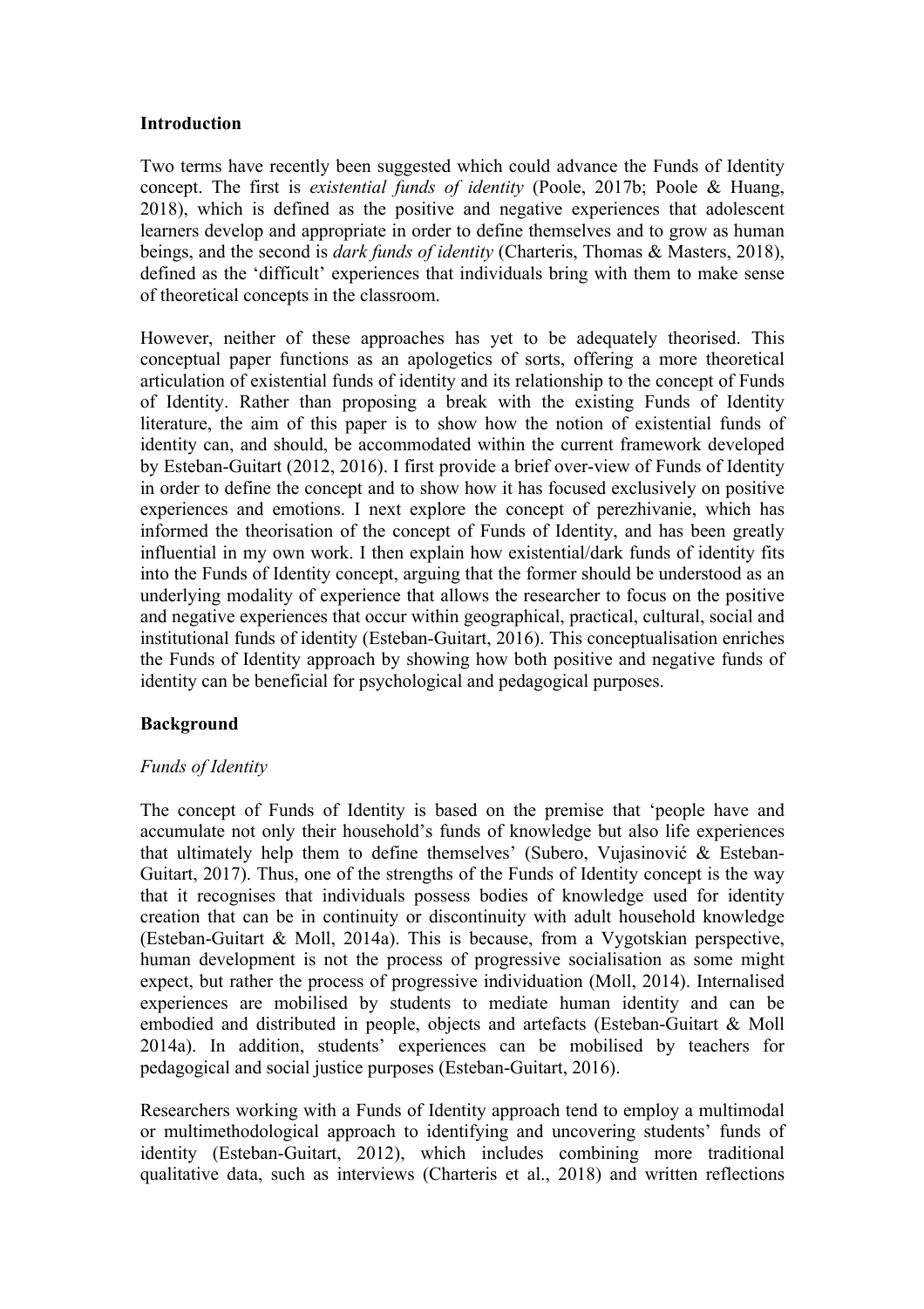## Introduction

Two terms have recently been suggested which could advance the Funds of Identity concept. The first is *existential funds of identity* (Poole, 2017b; Poole & Huang, 2018), which is defined as the positive and negative experiences that adolescent learners develop and appropriate in order to define themselves and to grow as human beings, and the second is *dark funds of identity* (Charteris, Thomas & Masters, 2018), defined as the 'difficult' experiences that individuals bring with them to make sense of theoretical concepts in the classroom.

However, neither of these approaches has yet to be adequately theorised. This conceptual paper functions as an apologetics of sorts, offering a more theoretical articulation of existential funds of identity and its relationship to the concept of Funds of Identity. Rather than proposing a break with the existing Funds of Identity literature, the aim of this paper is to show how the notion of existential funds of identity can, and should, be accommodated within the current framework developed by Esteban-Guitart (2012, 2016). I first provide a brief over-view of Funds of Identity in order to define the concept and to show how it has focused exclusively on positive experiences and emotions. I next explore the concept of perezhivanie, which has informed the theorisation of the concept of Funds of Identity, and has been greatly influential in my own work. I then explain how existential/dark funds of identity fits into the Funds of Identity concept, arguing that the former should be understood as an underlying modality of experience that allows the researcher to focus on the positive and negative experiences that occur within geographical, practical, cultural, social and institutional funds of identity (Esteban-Guitart, 2016). This conceptualisation enriches the Funds of Identity approach by showing how both positive and negative funds of identity can be beneficial for psychological and pedagogical purposes.

## Background

### *Funds of Identity*

The concept of Funds of Identity is based on the premise that 'people have and accumulate not only their household's funds of knowledge but also life experiences that ultimately help them to define themselves' (Subero, Vujasinović & Esteban-Guitart, 2017). Thus, one of the strengths of the Funds of Identity concept is the way that it recognises that individuals possess bodies of knowledge used for identity creation that can be in continuity or discontinuity with adult household knowledge (Esteban-Guitart & Moll, 2014a). This is because, from a Vygotskian perspective, human development is not the process of progressive socialisation as some might expect, but rather the process of progressive individuation (Moll, 2014). Internalised experiences are mobilised by students to mediate human identity and can be embodied and distributed in people, objects and artefacts (Esteban-Guitart & Moll 2014a). In addition, students' experiences can be mobilised by teachers for pedagogical and social justice purposes (Esteban-Guitart, 2016).

Researchers working with a Funds of Identity approach tend to employ a multimodal or multimethodological approach to identifying and uncovering students' funds of identity (Esteban-Guitart, 2012), which includes combining more traditional qualitative data, such as interviews (Charteris et al., 2018) and written reflections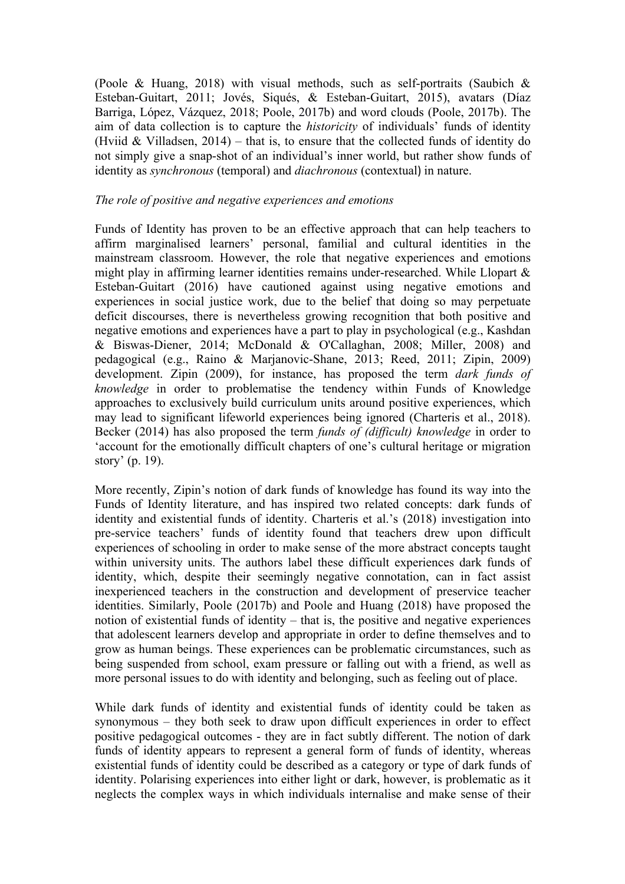(Poole & Huang, 2018) with visual methods, such as self-portraits (Saubich & Esteban-Guitart, 2011; Jovés, Siqués, & Esteban-Guitart, 2015), avatars (Díaz Barriga, López, Vázquez, 2018; Poole, 2017b) and word clouds (Poole, 2017b). The aim of data collection is to capture the *historicity* of individuals' funds of identity (Hviid & Villadsen, 2014) – that is, to ensure that the collected funds of identity do not simply give a snap-shot of an individual's inner world, but rather show funds of identity as *synchronous* (temporal) and *diachronous* (contextual) in nature.

*The role of positive and negative experiences and emotions*

Funds of Identity has proven to be an effective approach that can help teachers to affirm marginalised learners' personal, familial and cultural identities in the mainstream classroom. However, the role that negative experiences and emotions might play in affirming learner identities remains under-researched. While Llopart & Esteban-Guitart (2016) have cautioned against using negative emotions and experiences in social justice work, due to the belief that doing so may perpetuate deficit discourses, there is nevertheless growing recognition that both positive and negative emotions and experiences have a part to play in psychological (e.g., Kashdan & Biswas-Diener, 2014; McDonald & O'Callaghan, 2008; Miller, 2008) and pedagogical (e.g., Raino & Marjanovic-Shane, 2013; Reed, 2011; Zipin, 2009) development. Zipin (2009), for instance, has proposed the term *dark funds of knowledge* in order to problematise the tendency within Funds of Knowledge approaches to exclusively build curriculum units around positive experiences, which may lead to significant lifeworld experiences being ignored (Charteris et al., 2018). Becker (2014) has also proposed the term *funds of (difficult) knowledge* in order to 'account for the emotionally difficult chapters of one's cultural heritage or migration story' (p. 19).

More recently, Zipin's notion of dark funds of knowledge has found its way into the Funds of Identity literature, and has inspired two related concepts: dark funds of identity and existential funds of identity. Charteris et al.'s (2018) investigation into pre-service teachers' funds of identity found that teachers drew upon difficult experiences of schooling in order to make sense of the more abstract concepts taught within university units. The authors label these difficult experiences dark funds of identity, which, despite their seemingly negative connotation, can in fact assist inexperienced teachers in the construction and development of preservice teacher identities. Similarly, Poole (2017b) and Poole and Huang (2018) have proposed the notion of existential funds of identity – that is, the positive and negative experiences that adolescent learners develop and appropriate in order to define themselves and to grow as human beings. These experiences can be problematic circumstances, such as being suspended from school, exam pressure or falling out with a friend, as well as more personal issues to do with identity and belonging, such as feeling out of place.

While dark funds of identity and existential funds of identity could be taken as synonymous – they both seek to draw upon difficult experiences in order to effect positive pedagogical outcomes - they are in fact subtly different. The notion of dark funds of identity appears to represent a general form of funds of identity, whereas existential funds of identity could be described as a category or type of dark funds of identity. Polarising experiences into either light or dark, however, is problematic as it neglects the complex ways in which individuals internalise and make sense of their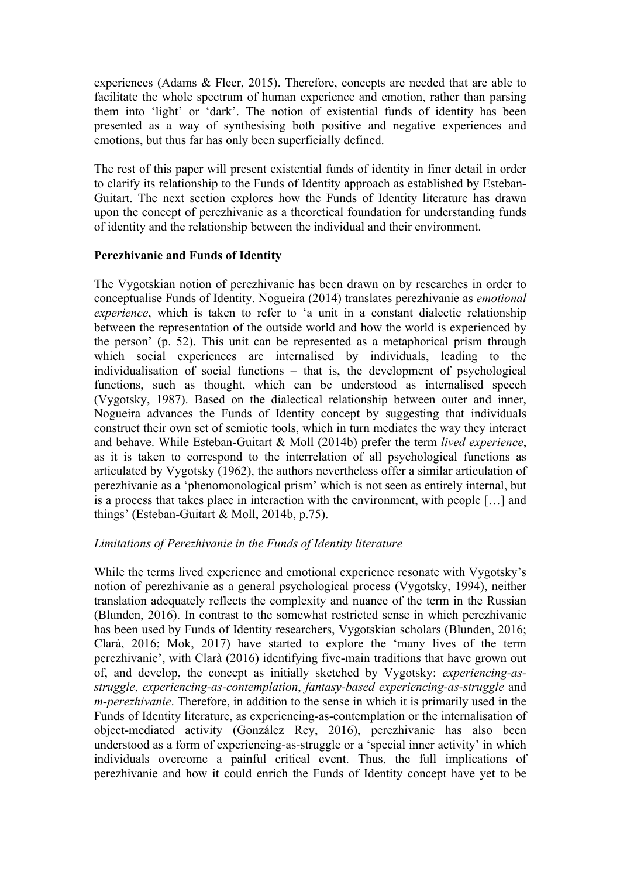experiences (Adams & Fleer, 2015). Therefore, concepts are needed that are able to facilitate the whole spectrum of human experience and emotion, rather than parsing them into 'light' or 'dark'. The notion of existential funds of identity has been presented as a way of synthesising both positive and negative experiences and emotions, but thus far has only been superficially defined.

The rest of this paper will present existential funds of identity in finer detail in order to clarify its relationship to the Funds of Identity approach as established by Esteban-Guitart. The next section explores how the Funds of Identity literature has drawn upon the concept of perezhivanie as a theoretical foundation for understanding funds of identity and the relationship between the individual and their environment.

**Perezhivanie and Funds of Identity**

The Vygotskian notion of perezhivanie has been drawn on by researches in order to conceptualise Funds of Identity. Nogueira (2014) translates perezhivanie as *emotional experience*, which is taken to refer to 'a unit in a constant dialectic relationship between the representation of the outside world and how the world is experienced by the person' (p. 52). This unit can be represented as a metaphorical prism through which social experiences are internalised by individuals, leading to the individualisation of social functions – that is, the development of psychological functions, such as thought, which can be understood as internalised speech (Vygotsky, 1987). Based on the dialectical relationship between outer and inner, Nogueira advances the Funds of Identity concept by suggesting that individuals construct their own set of semiotic tools, which in turn mediates the way they interact and behave. While Esteban-Guitart & Moll (2014b) prefer the term *lived experience*, as it is taken to correspond to the interrelation of all psychological functions as articulated by Vygotsky (1962), the authors nevertheless offer a similar articulation of perezhivanie as a 'phenomonological prism' which is not seen as entirely internal, but is a process that takes place in interaction with the environment, with people […] and things' (Esteban-Guitart & Moll, 2014b, p.75).

*Limitations of Perezhivanie in the Funds of Identity literature*

While the terms lived experience and emotional experience resonate with Vygotsky's notion of perezhivanie as a general psychological process (Vygotsky, 1994), neither translation adequately reflects the complexity and nuance of the term in the Russian (Blunden, 2016). In contrast to the somewhat restricted sense in which perezhivanie has been used by Funds of Identity researchers, Vygotskian scholars (Blunden, 2016; Clarà, 2016; Mok, 2017) have started to explore the 'many lives of the term perezhivanie', with Clarà (2016) identifying five-main traditions that have grown out of, and develop, the concept as initially sketched by Vygotsky: *experiencing-as-struggle*, *experiencing-as-contemplation*, *fantasy-based experiencing-as-struggle* and *m-perezhivanie*. Therefore, in addition to the sense in which it is primarily used in the Funds of Identity literature, as experiencing-as-contemplation or the internalisation of object-mediated activity (González Rey, 2016), perezhivanie has also been understood as a form of experiencing-as-struggle or a 'special inner activity' in which individuals overcome a painful critical event. Thus, the full implications of perezhivanie and how it could enrich the Funds of Identity concept have yet to be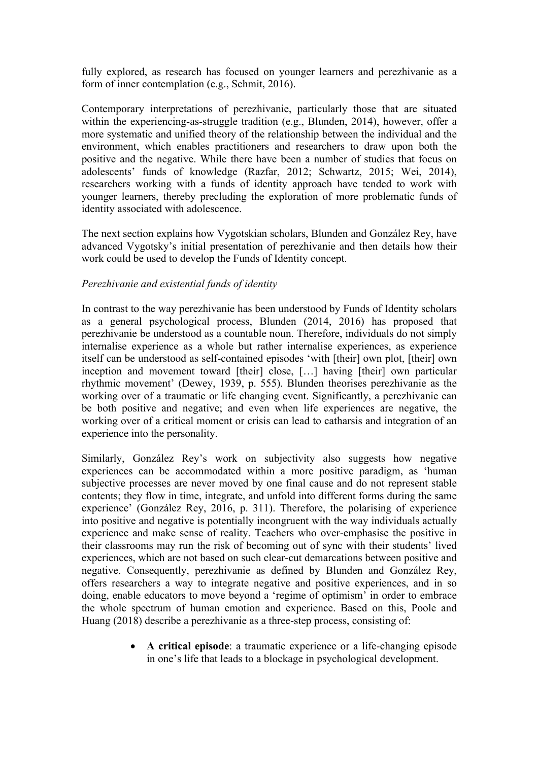fully explored, as research has focused on younger learners and perezhivanie as a form of inner contemplation (e.g., Schmit, 2016).

Contemporary interpretations of perezhivanie, particularly those that are situated within the experiencing-as-struggle tradition (e.g., Blunden, 2014), however, offer a more systematic and unified theory of the relationship between the individual and the environment, which enables practitioners and researchers to draw upon both the positive and the negative. While there have been a number of studies that focus on adolescents' funds of knowledge (Razfar, 2012; Schwartz, 2015; Wei, 2014), researchers working with a funds of identity approach have tended to work with younger learners, thereby precluding the exploration of more problematic funds of identity associated with adolescence.

The next section explains how Vygotskian scholars, Blunden and González Rey, have advanced Vygotsky's initial presentation of perezhivanie and then details how their work could be used to develop the Funds of Identity concept.

*Perezhivanie and existential funds of identity*

In contrast to the way perezhivanie has been understood by Funds of Identity scholars as a general psychological process, Blunden (2014, 2016) has proposed that perezhivanie be understood as a countable noun. Therefore, individuals do not simply internalise experience as a whole but rather internalise experiences, as experience itself can be understood as self-contained episodes 'with [their] own plot, [their] own inception and movement toward [their] close, […] having [their] own particular rhythmic movement' (Dewey, 1939, p. 555). Blunden theorises perezhivanie as the working over of a traumatic or life changing event. Significantly, a perezhivanie can be both positive and negative; and even when life experiences are negative, the working over of a critical moment or crisis can lead to catharsis and integration of an experience into the personality.

Similarly, González Rey's work on subjectivity also suggests how negative experiences can be accommodated within a more positive paradigm, as 'human subjective processes are never moved by one final cause and do not represent stable contents; they flow in time, integrate, and unfold into different forms during the same experience' (González Rey, 2016, p. 311). Therefore, the polarising of experience into positive and negative is potentially incongruent with the way individuals actually experience and make sense of reality. Teachers who over-emphasise the positive in their classrooms may run the risk of becoming out of sync with their students' lived experiences, which are not based on such clear-cut demarcations between positive and negative. Consequently, perezhivanie as defined by Blunden and González Rey, offers researchers a way to integrate negative and positive experiences, and in so doing, enable educators to move beyond a 'regime of optimism' in order to embrace the whole spectrum of human emotion and experience. Based on this, Poole and Huang (2018) describe a perezhivanie as a three-step process, consisting of:

- **A critical episode**: a traumatic experience or a life-changing episode in one's life that leads to a blockage in psychological development.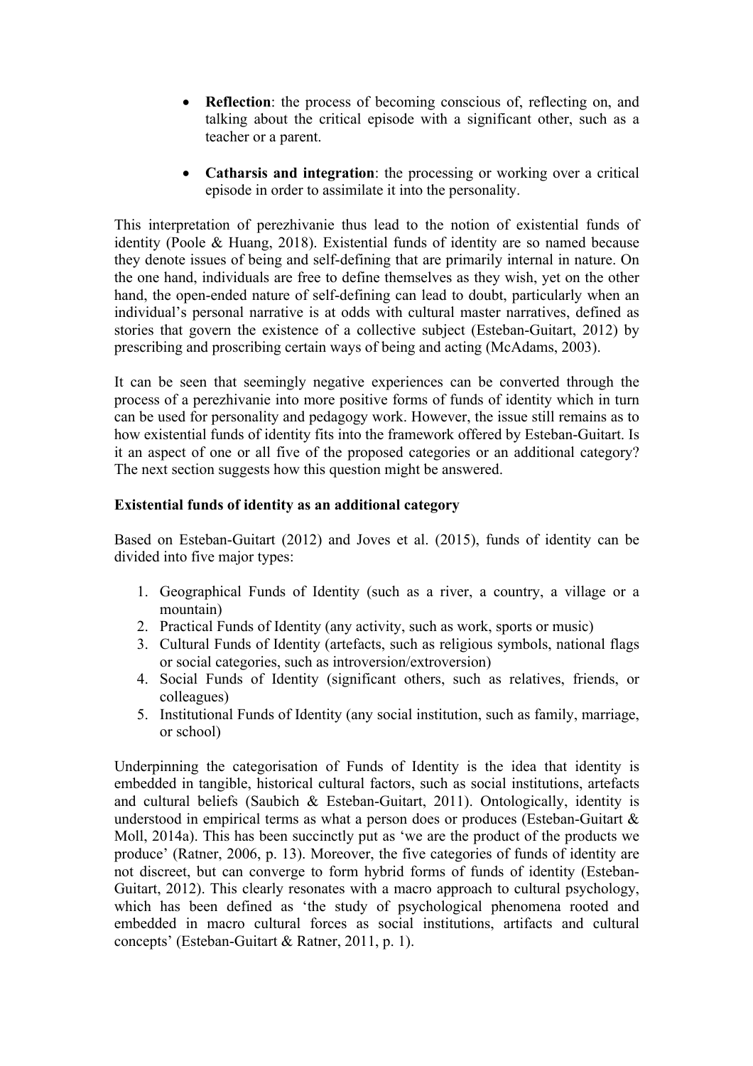- **Reflection**: the process of becoming conscious of, reflecting on, and talking about the critical episode with a significant other, such as a teacher or a parent.

- **Catharsis and integration**: the processing or working over a critical episode in order to assimilate it into the personality.

This interpretation of perezhivanie thus lead to the notion of existential funds of identity (Poole & Huang, 2018). Existential funds of identity are so named because they denote issues of being and self-defining that are primarily internal in nature. On the one hand, individuals are free to define themselves as they wish, yet on the other hand, the open-ended nature of self-defining can lead to doubt, particularly when an individual's personal narrative is at odds with cultural master narratives, defined as stories that govern the existence of a collective subject (Esteban-Guitart, 2012) by prescribing and proscribing certain ways of being and acting (McAdams, 2003).

It can be seen that seemingly negative experiences can be converted through the process of a perezhivanie into more positive forms of funds of identity which in turn can be used for personality and pedagogy work. However, the issue still remains as to how existential funds of identity fits into the framework offered by Esteban-Guitart. Is it an aspect of one or all five of the proposed categories or an additional category? The next section suggests how this question might be answered.

**Existential funds of identity as an additional category**

Based on Esteban-Guitart (2012) and Joves et al. (2015), funds of identity can be divided into five major types:

1. Geographical Funds of Identity (such as a river, a country, a village or a mountain)
2. Practical Funds of Identity (any activity, such as work, sports or music)
3. Cultural Funds of Identity (artefacts, such as religious symbols, national flags or social categories, such as introversion/extroversion)
4. Social Funds of Identity (significant others, such as relatives, friends, or colleagues)
5. Institutional Funds of Identity (any social institution, such as family, marriage, or school)

Underpinning the categorisation of Funds of Identity is the idea that identity is embedded in tangible, historical cultural factors, such as social institutions, artefacts and cultural beliefs (Saubich & Esteban-Guitart, 2011). Ontologically, identity is understood in empirical terms as what a person does or produces (Esteban-Guitart & Moll, 2014a). This has been succinctly put as 'we are the product of the products we produce' (Ratner, 2006, p. 13). Moreover, the five categories of funds of identity are not discreet, but can converge to form hybrid forms of funds of identity (Esteban-Guitart, 2012). This clearly resonates with a macro approach to cultural psychology, which has been defined as 'the study of psychological phenomena rooted and embedded in macro cultural forces as social institutions, artifacts and cultural concepts' (Esteban-Guitart & Ratner, 2011, p. 1).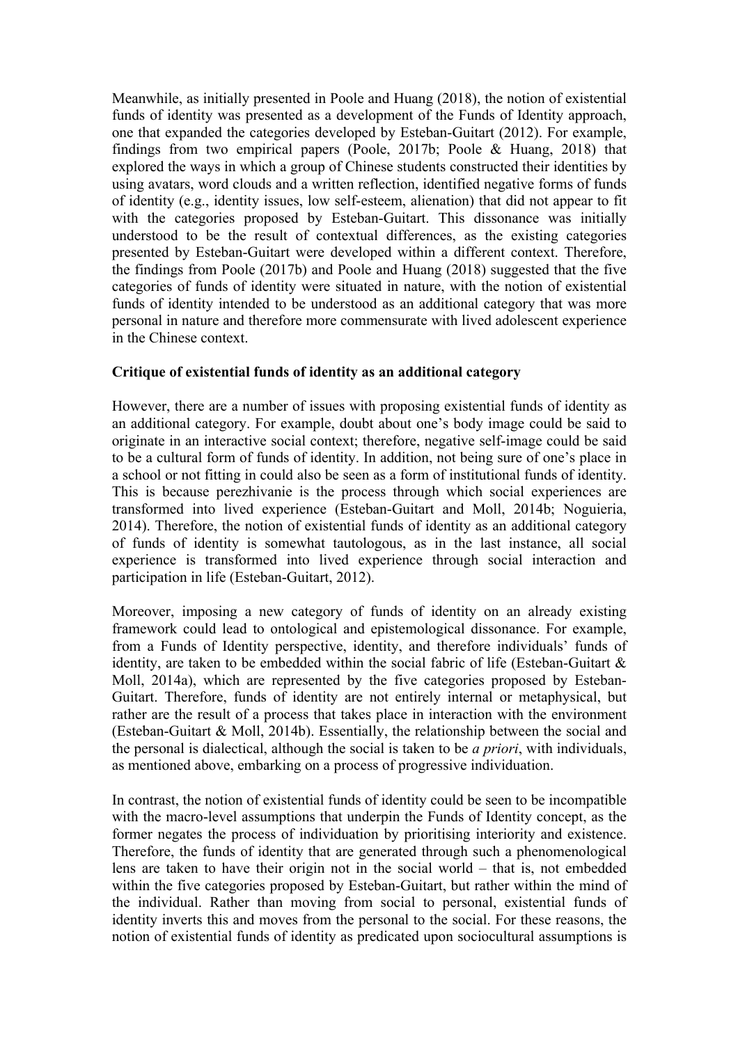Meanwhile, as initially presented in Poole and Huang (2018), the notion of existential funds of identity was presented as a development of the Funds of Identity approach, one that expanded the categories developed by Esteban-Guitart (2012). For example, findings from two empirical papers (Poole, 2017b; Poole & Huang, 2018) that explored the ways in which a group of Chinese students constructed their identities by using avatars, word clouds and a written reflection, identified negative forms of funds of identity (e.g., identity issues, low self-esteem, alienation) that did not appear to fit with the categories proposed by Esteban-Guitart. This dissonance was initially understood to be the result of contextual differences, as the existing categories presented by Esteban-Guitart were developed within a different context. Therefore, the findings from Poole (2017b) and Poole and Huang (2018) suggested that the five categories of funds of identity were situated in nature, with the notion of existential funds of identity intended to be understood as an additional category that was more personal in nature and therefore more commensurate with lived adolescent experience in the Chinese context.

**Critique of existential funds of identity as an additional category**

However, there are a number of issues with proposing existential funds of identity as an additional category. For example, doubt about one's body image could be said to originate in an interactive social context; therefore, negative self-image could be said to be a cultural form of funds of identity. In addition, not being sure of one's place in a school or not fitting in could also be seen as a form of institutional funds of identity. This is because perezhivanie is the process through which social experiences are transformed into lived experience (Esteban-Guitart and Moll, 2014b; Noguieria, 2014). Therefore, the notion of existential funds of identity as an additional category of funds of identity is somewhat tautologous, as in the last instance, all social experience is transformed into lived experience through social interaction and participation in life (Esteban-Guitart, 2012).

Moreover, imposing a new category of funds of identity on an already existing framework could lead to ontological and epistemological dissonance. For example, from a Funds of Identity perspective, identity, and therefore individuals' funds of identity, are taken to be embedded within the social fabric of life (Esteban-Guitart & Moll, 2014a), which are represented by the five categories proposed by Esteban-Guitart. Therefore, funds of identity are not entirely internal or metaphysical, but rather are the result of a process that takes place in interaction with the environment (Esteban-Guitart & Moll, 2014b). Essentially, the relationship between the social and the personal is dialectical, although the social is taken to be *a priori*, with individuals, as mentioned above, embarking on a process of progressive individuation.

In contrast, the notion of existential funds of identity could be seen to be incompatible with the macro-level assumptions that underpin the Funds of Identity concept, as the former negates the process of individuation by prioritising interiority and existence. Therefore, the funds of identity that are generated through such a phenomenological lens are taken to have their origin not in the social world – that is, not embedded within the five categories proposed by Esteban-Guitart, but rather within the mind of the individual. Rather than moving from social to personal, existential funds of identity inverts this and moves from the personal to the social. For these reasons, the notion of existential funds of identity as predicated upon sociocultural assumptions is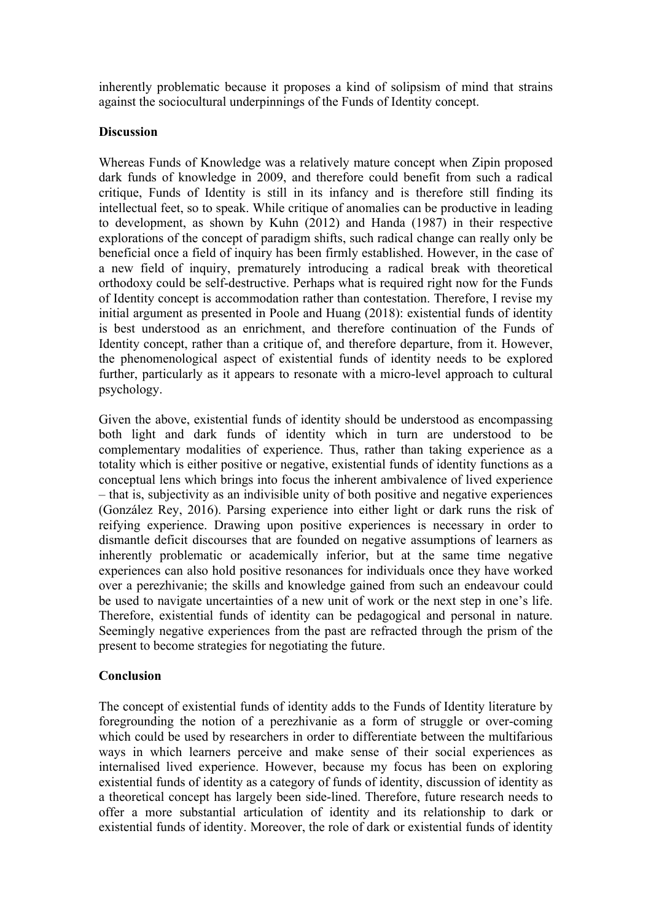inherently problematic because it proposes a kind of solipsism of mind that strains against the sociocultural underpinnings of the Funds of Identity concept.

## Discussion

Whereas Funds of Knowledge was a relatively mature concept when Zipin proposed dark funds of knowledge in 2009, and therefore could benefit from such a radical critique, Funds of Identity is still in its infancy and is therefore still finding its intellectual feet, so to speak. While critique of anomalies can be productive in leading to development, as shown by Kuhn (2012) and Handa (1987) in their respective explorations of the concept of paradigm shifts, such radical change can really only be beneficial once a field of inquiry has been firmly established. However, in the case of a new field of inquiry, prematurely introducing a radical break with theoretical orthodoxy could be self-destructive. Perhaps what is required right now for the Funds of Identity concept is accommodation rather than contestation. Therefore, I revise my initial argument as presented in Poole and Huang (2018): existential funds of identity is best understood as an enrichment, and therefore continuation of the Funds of Identity concept, rather than a critique of, and therefore departure, from it. However, the phenomenological aspect of existential funds of identity needs to be explored further, particularly as it appears to resonate with a micro-level approach to cultural psychology.

Given the above, existential funds of identity should be understood as encompassing both light and dark funds of identity which in turn are understood to be complementary modalities of experience. Thus, rather than taking experience as a totality which is either positive or negative, existential funds of identity functions as a conceptual lens which brings into focus the inherent ambivalence of lived experience – that is, subjectivity as an indivisible unity of both positive and negative experiences (González Rey, 2016). Parsing experience into either light or dark runs the risk of reifying experience. Drawing upon positive experiences is necessary in order to dismantle deficit discourses that are founded on negative assumptions of learners as inherently problematic or academically inferior, but at the same time negative experiences can also hold positive resonances for individuals once they have worked over a perezhivanie; the skills and knowledge gained from such an endeavour could be used to navigate uncertainties of a new unit of work or the next step in one's life. Therefore, existential funds of identity can be pedagogical and personal in nature. Seemingly negative experiences from the past are refracted through the prism of the present to become strategies for negotiating the future.

## Conclusion

The concept of existential funds of identity adds to the Funds of Identity literature by foregrounding the notion of a perezhivanie as a form of struggle or over-coming which could be used by researchers in order to differentiate between the multifarious ways in which learners perceive and make sense of their social experiences as internalised lived experience. However, because my focus has been on exploring existential funds of identity as a category of funds of identity, discussion of identity as a theoretical concept has largely been side-lined. Therefore, future research needs to offer a more substantial articulation of identity and its relationship to dark or existential funds of identity. Moreover, the role of dark or existential funds of identity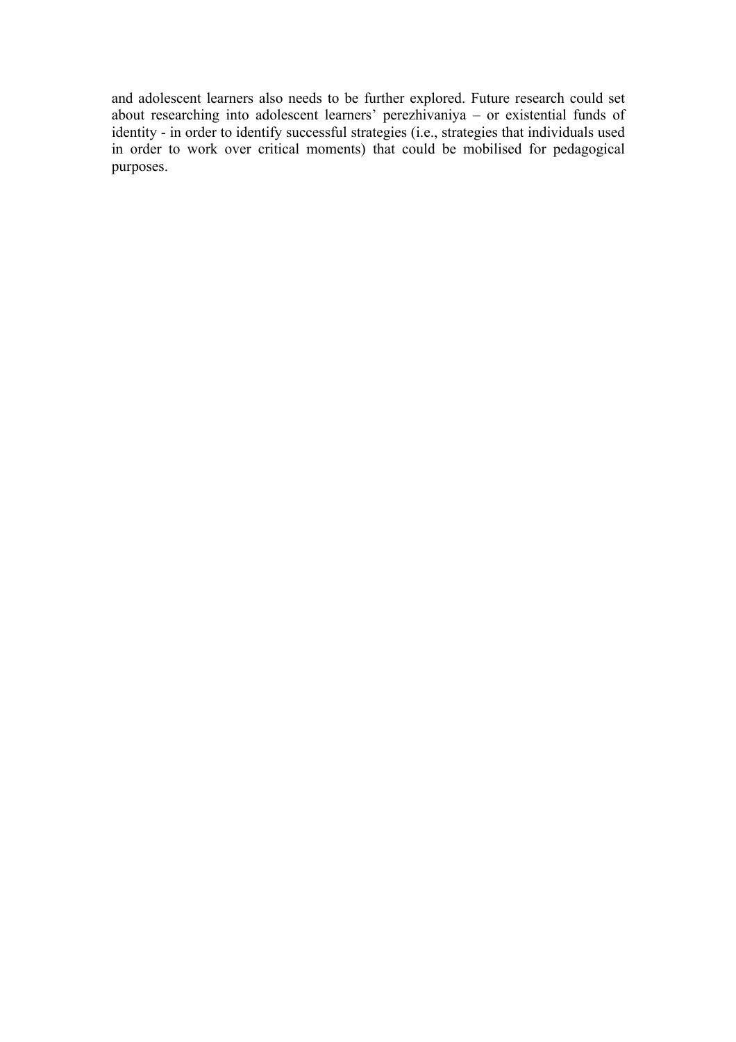and adolescent learners also needs to be further explored. Future research could set about researching into adolescent learners' perezhivaniya – or existential funds of identity - in order to identify successful strategies (i.e., strategies that individuals used in order to work over critical moments) that could be mobilised for pedagogical purposes.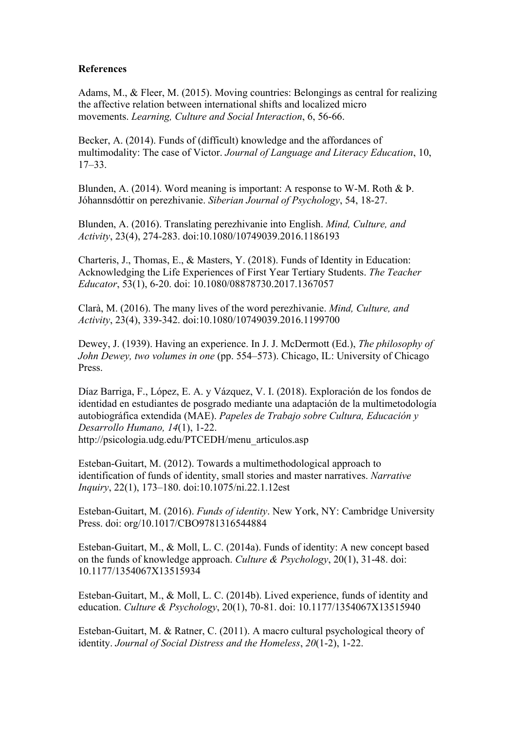**References**

Adams, M., & Fleer, M. (2015). Moving countries: Belongings as central for realizing the affective relation between international shifts and localized micro movements. *Learning, Culture and Social Interaction*, 6, 56-66.

Becker, A. (2014). Funds of (difficult) knowledge and the affordances of multimodality: The case of Victor. *Journal of Language and Literacy Education*, 10, 17–33.

Blunden, A. (2014). Word meaning is important: A response to W-M. Roth & Þ. Jóhannsdóttir on perezhivanie. *Siberian Journal of Psychology*, 54, 18-27.

Blunden, A. (2016). Translating perezhivanie into English. *Mind, Culture, and Activity*, 23(4), 274-283. doi:10.1080/10749039.2016.1186193

Charteris, J., Thomas, E., & Masters, Y. (2018). Funds of Identity in Education: Acknowledging the Life Experiences of First Year Tertiary Students. *The Teacher Educator*, 53(1), 6-20. doi: 10.1080/08878730.2017.1367057

Clarà, M. (2016). The many lives of the word perezhivanie. *Mind, Culture, and Activity*, 23(4), 339-342. doi:10.1080/10749039.2016.1199700

Dewey, J. (1939). Having an experience. In J. J. McDermott (Ed.), *The philosophy of John Dewey, two volumes in one* (pp. 554–573). Chicago, IL: University of Chicago Press.

Díaz Barriga, F., López, E. A. y Vázquez, V. I. (2018). Exploración de los fondos de identidad en estudiantes de posgrado mediante una adaptación de la multimetodología autobiográfica extendida (MAE). *Papeles de Trabajo sobre Cultura, Educación y Desarrollo Humano, 14*(1), 1-22. http://psicologia.udg.edu/PTCEDH/menu_articulos.asp

Esteban-Guitart, M. (2012). Towards a multimethodological approach to identification of funds of identity, small stories and master narratives. *Narrative Inquiry*, 22(1), 173–180. doi:10.1075/ni.22.1.12est

Esteban-Guitart, M. (2016). *Funds of identity*. New York, NY: Cambridge University Press. doi: org/10.1017/CBO9781316544884

Esteban-Guitart, M., & Moll, L. C. (2014a). Funds of identity: A new concept based on the funds of knowledge approach. *Culture & Psychology*, 20(1), 31-48. doi: 10.1177/1354067X13515934

Esteban-Guitart, M., & Moll, L. C. (2014b). Lived experience, funds of identity and education. *Culture & Psychology*, 20(1), 70-81. doi: 10.1177/1354067X13515940

Esteban-Guitart, M. & Ratner, C. (2011). A macro cultural psychological theory of identity. *Journal of Social Distress and the Homeless*, *20*(1-2), 1-22.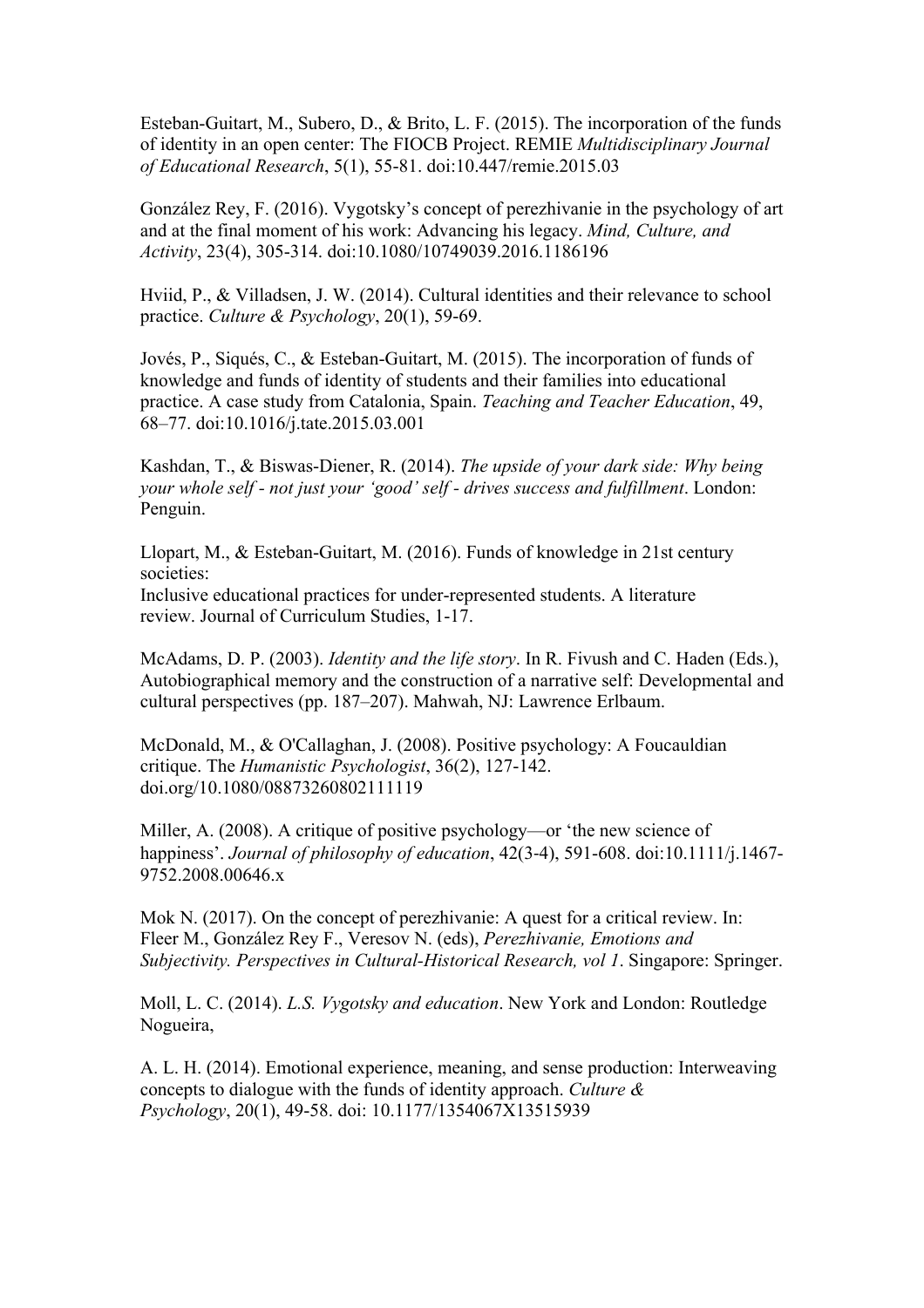Esteban-Guitart, M., Subero, D., & Brito, L. F. (2015). The incorporation of the funds of identity in an open center: The FIOCB Project. REMIE *Multidisciplinary Journal of Educational Research*, 5(1), 55-81. doi:10.447/remie.2015.03

González Rey, F. (2016). Vygotsky's concept of perezhivanie in the psychology of art and at the final moment of his work: Advancing his legacy. *Mind, Culture, and Activity*, 23(4), 305-314. doi:10.1080/10749039.2016.1186196

Hviid, P., & Villadsen, J. W. (2014). Cultural identities and their relevance to school practice. *Culture & Psychology*, 20(1), 59-69.

Jovés, P., Siqués, C., & Esteban-Guitart, M. (2015). The incorporation of funds of knowledge and funds of identity of students and their families into educational practice. A case study from Catalonia, Spain. *Teaching and Teacher Education*, 49, 68–77. doi:10.1016/j.tate.2015.03.001

Kashdan, T., & Biswas-Diener, R. (2014). *The upside of your dark side: Why being your whole self - not just your 'good' self - drives success and fulfillment*. London: Penguin.

Llopart, M., & Esteban-Guitart, M. (2016). Funds of knowledge in 21st century societies:
Inclusive educational practices for under-represented students. A literature review. Journal of Curriculum Studies, 1-17.

McAdams, D. P. (2003). *Identity and the life story*. In R. Fivush and C. Haden (Eds.), Autobiographical memory and the construction of a narrative self: Developmental and cultural perspectives (pp. 187–207). Mahwah, NJ: Lawrence Erlbaum.

McDonald, M., & O'Callaghan, J. (2008). Positive psychology: A Foucauldian critique. The *Humanistic Psychologist*, 36(2), 127-142. doi.org/10.1080/08873260802111119

Miller, A. (2008). A critique of positive psychology—or 'the new science of happiness'. *Journal of philosophy of education*, 42(3-4), 591-608. doi:10.1111/j.1467-9752.2008.00646.x

Mok N. (2017). On the concept of perezhivanie: A quest for a critical review. In: Fleer M., González Rey F., Veresov N. (eds), *Perezhivanie, Emotions and Subjectivity. Perspectives in Cultural-Historical Research, vol 1*. Singapore: Springer.

Moll, L. C. (2014). *L.S. Vygotsky and education*. New York and London: Routledge
Nogueira,

A. L. H. (2014). Emotional experience, meaning, and sense production: Interweaving concepts to dialogue with the funds of identity approach. *Culture & Psychology*, 20(1), 49-58. doi: 10.1177/1354067X13515939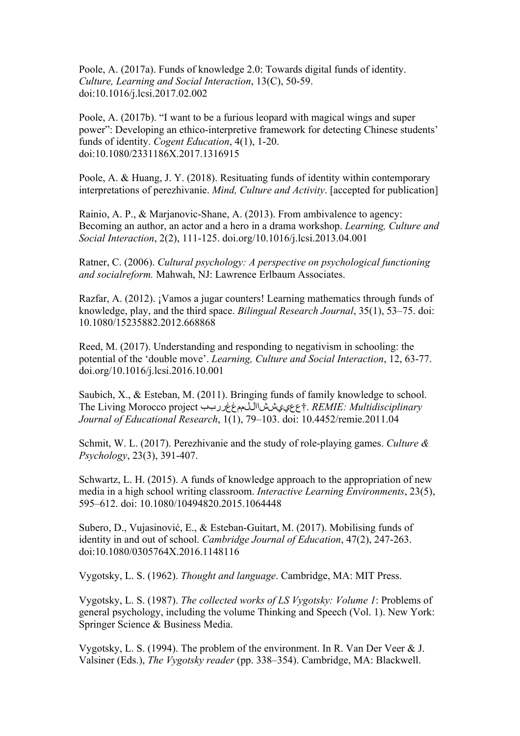Poole, A. (2017a). Funds of knowledge 2.0: Towards digital funds of identity. *Culture, Learning and Social Interaction*, 13(C), 50-59. doi:10.1016/j.lcsi.2017.02.002

Poole, A. (2017b). "I want to be a furious leopard with magical wings and super power": Developing an ethico-interpretive framework for detecting Chinese students' funds of identity. *Cogent Education*, 4(1), 1-20. doi:10.1080/2331186X.2017.1316915

Poole, A. & Huang, J. Y. (2018). Resituating funds of identity within contemporary interpretations of perezhivanie. *Mind, Culture and Activity*. [accepted for publication]

Rainio, A. P., & Marjanovic-Shane, A. (2013). From ambivalence to agency: Becoming an author, an actor and a hero in a drama workshop. *Learning, Culture and Social Interaction*, 2(2), 111-125. doi.org/10.1016/j.lcsi.2013.04.001

Ratner, C. (2006). *Cultural psychology: A perspective on psychological functioning and socialreform.* Mahwah, NJ: Lawrence Erlbaum Associates.

Razfar, A. (2012). ¡Vamos a jugar counters! Learning mathematics through funds of knowledge, play, and the third space. *Bilingual Research Journal*, 35(1), 53–75. doi: 10.1080/15235882.2012.668868

Reed, M. (2017). Understanding and responding to negativism in schooling: the potential of the 'double move'. *Learning, Culture and Social Interaction*, 12, 63-77. doi.org/10.1016/j.lcsi.2016.10.001

Saubich, X., & Esteban, M. (2011). Bringing funds of family knowledge to school. The Living Morocco project ببررغغممللااششييعع†. *REMIE: Multidisciplinary Journal of Educational Research*, 1(1), 79–103. doi: 10.4452/remie.2011.04

Schmit, W. L. (2017). Perezhivanie and the study of role-playing games. *Culture & Psychology*, 23(3), 391-407.

Schwartz, L. H. (2015). A funds of knowledge approach to the appropriation of new media in a high school writing classroom. *Interactive Learning Environments*, 23(5), 595–612. doi: 10.1080/10494820.2015.1064448

Subero, D., Vujasinović, E., & Esteban-Guitart, M. (2017). Mobilising funds of identity in and out of school. *Cambridge Journal of Education*, 47(2), 247-263. doi:10.1080/0305764X.2016.1148116

Vygotsky, L. S. (1962). *Thought and language*. Cambridge, MA: MIT Press.

Vygotsky, L. S. (1987). *The collected works of LS Vygotsky: Volume 1*: Problems of general psychology, including the volume Thinking and Speech (Vol. 1). New York: Springer Science & Business Media.

Vygotsky, L. S. (1994). The problem of the environment. In R. Van Der Veer & J. Valsiner (Eds.), *The Vygotsky reader* (pp. 338–354). Cambridge, MA: Blackwell.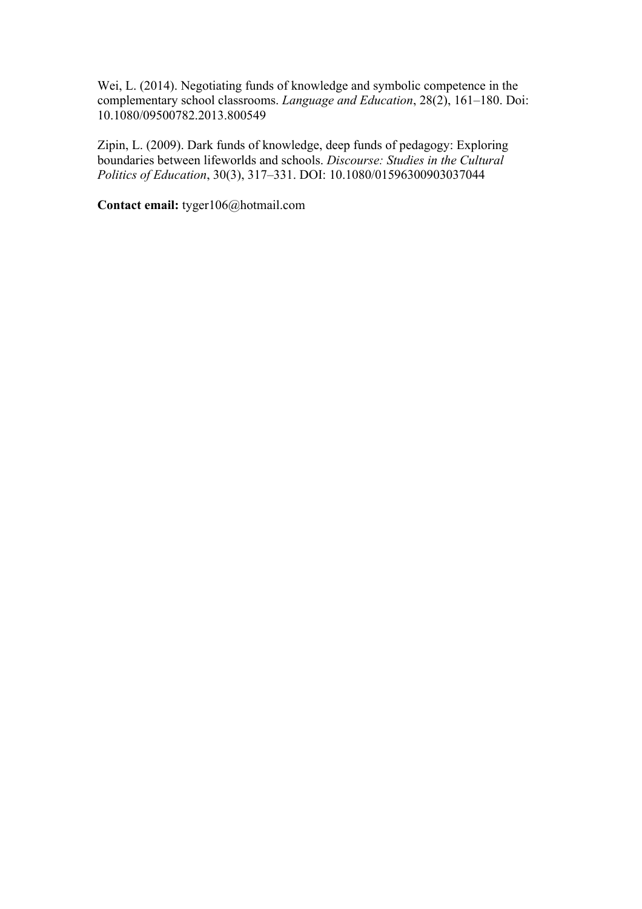Wei, L. (2014). Negotiating funds of knowledge and symbolic competence in the complementary school classrooms. *Language and Education*, 28(2), 161–180. Doi: 10.1080/09500782.2013.800549

Zipin, L. (2009). Dark funds of knowledge, deep funds of pedagogy: Exploring boundaries between lifeworlds and schools. *Discourse: Studies in the Cultural Politics of Education*, 30(3), 317–331. DOI: 10.1080/01596300903037044

**Contact email:** tyger106@hotmail.com